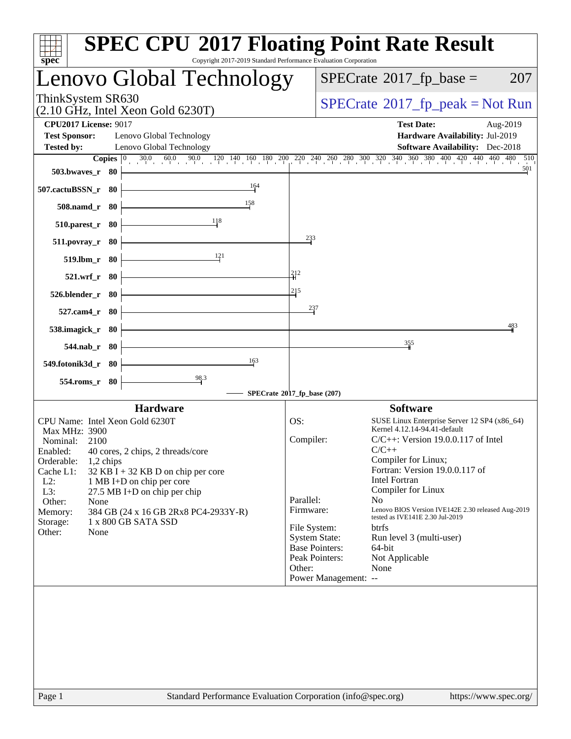# SPEC CPU 2017 Floating Point Rate Result

Copyright 2017-2019 Standard Performance Evaluation Corporation

## Lenovo Global Technology

ThinkSystem SR630
(2.10 GHz, Intel Xeon Gold 6230T)

SPECrate 2017_fp_base = 207

SPECrate 2017_fp_peak = Not Run

**CPU2017 License:** 9017
**Test Sponsor:** Lenovo Global Technology
**Tested by:** Lenovo Global Technology

**Test Date:** Aug-2019
**Hardware Availability:** Jul-2019
**Software Availability:** Dec-2018

| Benchmark | Copies | SPECrate 2017_fp_base |
|---|---|---|
| 503.bwaves_r | 80 | 501 |
| 507.cactuBSSN_r | 80 | 164 |
| 508.namd_r | 80 | 158 |
| 510.parest_r | 80 | 118 |
| 511.povray_r | 80 | 233 |
| 519.lbm_r | 80 | 121 |
| 521.wrf_r | 80 | 212 |
| 526.blender_r | 80 | 215 |
| 527.cam4_r | 80 | 237 |
| 538.imagick_r | 80 | 483 |
| 544.nab_r | 80 | 355 |
| 549.fotonik3d_r | 80 | 163 |
| 554.roms_r | 80 | 98.3 |

SPECrate 2017_fp_base (207)

### Hardware

- CPU Name: Intel Xeon Gold 6230T
- Max MHz: 3900
- Nominal: 2100
- Enabled: 40 cores, 2 chips, 2 threads/core
- Orderable: 1,2 chips
- Cache L1: 32 KB I + 32 KB D on chip per core
- L2: 1 MB I+D on chip per core
- L3: 27.5 MB I+D on chip per chip
- Other: None
- Memory: 384 GB (24 x 16 GB 2Rx8 PC4-2933Y-R)
- Storage: 1 x 800 GB SATA SSD
- Other: None

### Software

- OS: SUSE Linux Enterprise Server 12 SP4 (x86_64) Kernel 4.12.14-94.41-default
- Compiler: C/C++: Version 19.0.0.117 of Intel C/C++ Compiler for Linux; Fortran: Version 19.0.0.117 of Intel Fortran Compiler for Linux
- Parallel: No
- Firmware: Lenovo BIOS Version IVE142E 2.30 released Aug-2019 tested as IVE141E 2.30 Jul-2019
- File System: btrfs
- System State: Run level 3 (multi-user)
- Base Pointers: 64-bit
- Peak Pointers: Not Applicable
- Other: None
- Power Management: --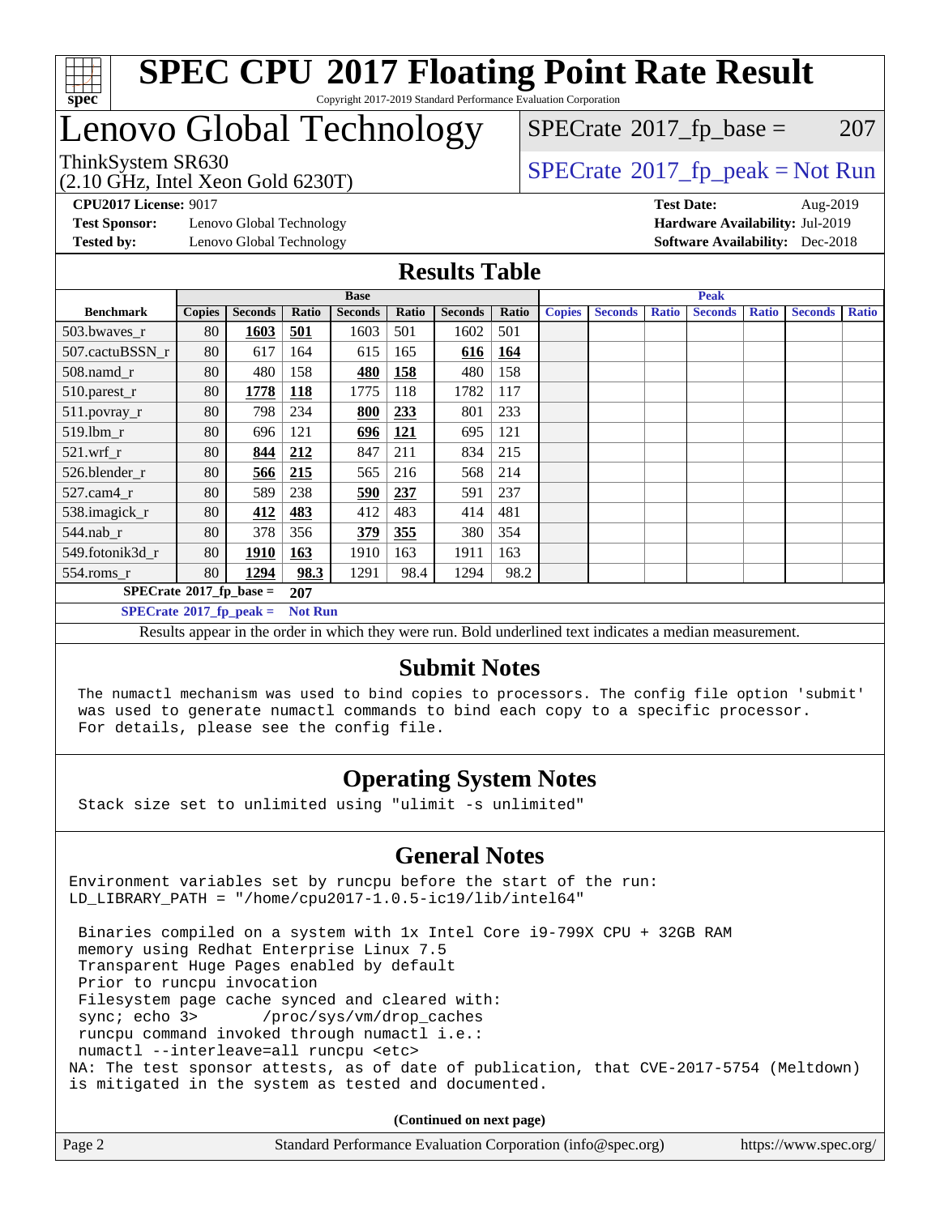# SPEC CPU 2017 Floating Point Rate Result

Copyright 2017-2019 Standard Performance Evaluation Corporation

# Lenovo Global Technology

ThinkSystem SR630
(2.10 GHz, Intel Xeon Gold 6230T)

SPECrate 2017_fp_base = 207

SPECrate 2017_fp_peak = Not Run

**CPU2017 License:** 9017
**Test Sponsor:** Lenovo Global Technology
**Tested by:** Lenovo Global Technology

**Test Date:** Aug-2019
**Hardware Availability:** Jul-2019
**Software Availability:** Dec-2018

## Results Table

| Benchmark | Base | | | | | | | Peak | | | | | | |
|---|---|---|---|---|---|---|---|---|---|---|---|---|---|---|
| | Copies | Seconds | Ratio | Seconds | Ratio | Seconds | Ratio | Copies | Seconds | Ratio | Seconds | Ratio | Seconds | Ratio |
| 503.bwaves_r | 80 | **1603** | **501** | 1603 | 501 | 1602 | 501 | | | | | | | |
| 507.cactuBSSN_r | 80 | 617 | 164 | 615 | 165 | **616** | **164** | | | | | | | |
| 508.namd_r | 80 | 480 | 158 | **480** | **158** | 480 | 158 | | | | | | | |
| 510.parest_r | 80 | **1778** | **118** | 1775 | 118 | 1782 | 117 | | | | | | | |
| 511.povray_r | 80 | 798 | 234 | **800** | **233** | 801 | 233 | | | | | | | |
| 519.lbm_r | 80 | 696 | 121 | **696** | **121** | 695 | 121 | | | | | | | |
| 521.wrf_r | 80 | **844** | **212** | 847 | 211 | 834 | 215 | | | | | | | |
| 526.blender_r | 80 | **566** | **215** | 565 | 216 | 568 | 214 | | | | | | | |
| 527.cam4_r | 80 | 589 | 238 | **590** | **237** | 591 | 237 | | | | | | | |
| 538.imagick_r | 80 | **412** | **483** | 412 | 483 | 414 | 481 | | | | | | | |
| 544.nab_r | 80 | 378 | 356 | **379** | **355** | 380 | 354 | | | | | | | |
| 549.fotonik3d_r | 80 | **1910** | **163** | 1910 | 163 | 1911 | 163 | | | | | | | |
| 554.roms_r | 80 | **1294** | **98.3** | 1291 | 98.4 | 1294 | 98.2 | | | | | | | |

**SPECrate 2017_fp_base = 207**

**SPECrate 2017_fp_peak = Not Run**

Results appear in the order in which they were run. Bold underlined text indicates a median measurement.

## Submit Notes

The numactl mechanism was used to bind copies to processors. The config file option 'submit' was used to generate numactl commands to bind each copy to a specific processor. For details, please see the config file.

## Operating System Notes

Stack size set to unlimited using "ulimit -s unlimited"

## General Notes

```
Environment variables set by runcpu before the start of the run:
LD_LIBRARY_PATH = "/home/cpu2017-1.0.5-ic19/lib/intel64"

 Binaries compiled on a system with 1x Intel Core i9-799X CPU + 32GB RAM
 memory using Redhat Enterprise Linux 7.5
 Transparent Huge Pages enabled by default
 Prior to runcpu invocation
 Filesystem page cache synced and cleared with:
 sync; echo 3>       /proc/sys/vm/drop_caches
 runcpu command invoked through numactl i.e.:
 numactl --interleave=all runcpu <etc>
NA: The test sponsor attests, as of date of publication, that CVE-2017-5754 (Meltdown)
is mitigated in the system as tested and documented.
```

**(Continued on next page)**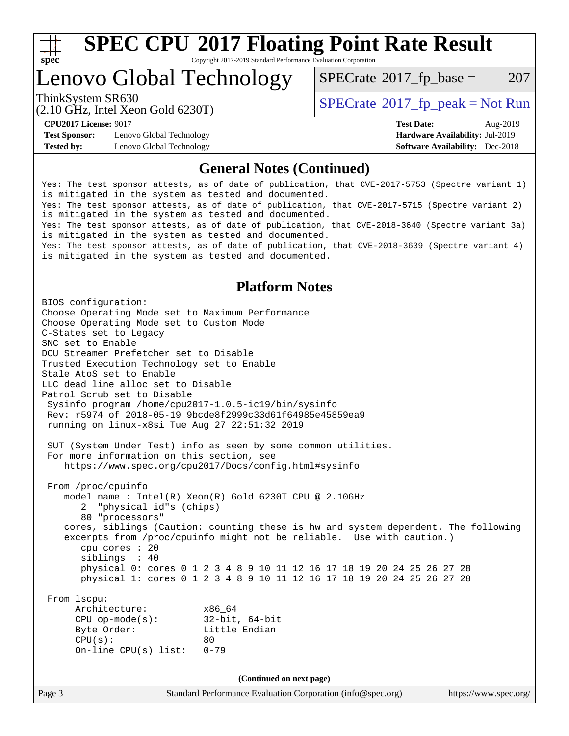# SPEC CPU 2017 Floating Point Rate Result

Copyright 2017-2019 Standard Performance Evaluation Corporation

# Lenovo Global Technology

ThinkSystem SR630
(2.10 GHz, Intel Xeon Gold 6230T)

SPECrate 2017_fp_base = 207

SPECrate 2017_fp_peak = Not Run

**CPU2017 License:** 9017
**Test Sponsor:** Lenovo Global Technology
**Tested by:** Lenovo Global Technology

**Test Date:** Aug-2019
**Hardware Availability:** Jul-2019
**Software Availability:** Dec-2018

## General Notes (Continued)

```
Yes: The test sponsor attests, as of date of publication, that CVE-2017-5753 (Spectre variant 1)
is mitigated in the system as tested and documented.
Yes: The test sponsor attests, as of date of publication, that CVE-2017-5715 (Spectre variant 2)
is mitigated in the system as tested and documented.
Yes: The test sponsor attests, as of date of publication, that CVE-2018-3640 (Spectre variant 3a)
is mitigated in the system as tested and documented.
Yes: The test sponsor attests, as of date of publication, that CVE-2018-3639 (Spectre variant 4)
is mitigated in the system as tested and documented.
```

## Platform Notes

```
BIOS configuration:
Choose Operating Mode set to Maximum Performance
Choose Operating Mode set to Custom Mode
C-States set to Legacy
SNC set to Enable
DCU Streamer Prefetcher set to Disable
Trusted Execution Technology set to Enable
Stale AtoS set to Enable
LLC dead line alloc set to Disable
Patrol Scrub set to Disable
 Sysinfo program /home/cpu2017-1.0.5-ic19/bin/sysinfo
 Rev: r5974 of 2018-05-19 9bcde8f2999c33d61f64985e45859ea9
 running on linux-x8si Tue Aug 27 22:51:32 2019

 SUT (System Under Test) info as seen by some common utilities.
 For more information on this section, see
    https://www.spec.org/cpu2017/Docs/config.html#sysinfo

 From /proc/cpuinfo
    model name : Intel(R) Xeon(R) Gold 6230T CPU @ 2.10GHz
       2  "physical id"s (chips)
       80 "processors"
    cores, siblings (Caution: counting these is hw and system dependent. The following
    excerpts from /proc/cpuinfo might not be reliable.  Use with caution.)
       cpu cores : 20
       siblings  : 40
       physical 0: cores 0 1 2 3 4 8 9 10 11 12 16 17 18 19 20 24 25 26 27 28
       physical 1: cores 0 1 2 3 4 8 9 10 11 12 16 17 18 19 20 24 25 26 27 28

 From lscpu:
      Architecture:          x86_64
      CPU op-mode(s):        32-bit, 64-bit
      Byte Order:            Little Endian
      CPU(s):                80
      On-line CPU(s) list:   0-79
```

**(Continued on next page)**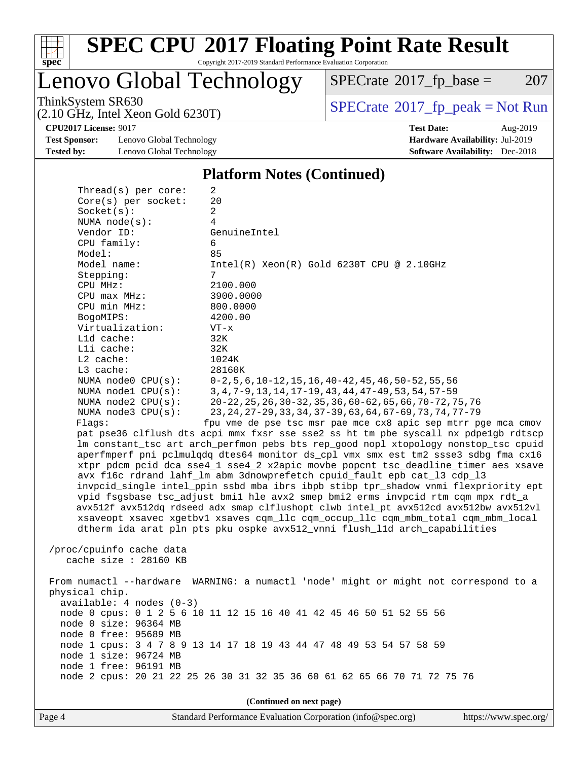## Platform Notes (Continued)

```
Thread(s) per core:    2
Core(s) per socket:    20
Socket(s):             2
NUMA node(s):          4
Vendor ID:             GenuineIntel
CPU family:            6
Model:                 85
Model name:            Intel(R) Xeon(R) Gold 6230T CPU @ 2.10GHz
Stepping:              7
CPU MHz:               2100.000
CPU max MHz:           3900.0000
CPU min MHz:           800.0000
BogoMIPS:              4200.00
Virtualization:        VT-x
L1d cache:             32K
L1i cache:             32K
L2 cache:              1024K
L3 cache:              28160K
NUMA node0 CPU(s):     0-2,5,6,10-12,15,16,40-42,45,46,50-52,55,56
NUMA node1 CPU(s):     3,4,7-9,13,14,17-19,43,44,47-49,53,54,57-59
NUMA node2 CPU(s):     20-22,25,26,30-32,35,36,60-62,65,66,70-72,75,76
NUMA node3 CPU(s):     23,24,27-29,33,34,37-39,63,64,67-69,73,74,77-79
Flags:                 fpu vme de pse tsc msr pae mce cx8 apic sep mtrr pge mca cmov
pat pse36 clflush dts acpi mmx fxsr sse sse2 ss ht tm pbe syscall nx pdpe1gb rdtscp
lm constant_tsc art arch_perfmon pebs bts rep_good nopl xtopology nonstop_tsc cpuid
aperfmperf pni pclmulqdq dtes64 monitor ds_cpl vmx smx est tm2 ssse3 sdbg fma cx16
xtpr pdcm pcid dca sse4_1 sse4_2 x2apic movbe popcnt tsc_deadline_timer aes xsave
avx f16c rdrand lahf_lm abm 3dnowprefetch cpuid_fault epb cat_l3 cdp_l3
invpcid_single intel_ppin ssbd mba ibrs ibpb stibp tpr_shadow vnmi flexpriority ept
vpid fsgsbase tsc_adjust bmi1 hle avx2 smep bmi2 erms invpcid rtm cqm mpx rdt_a
avx512f avx512dq rdseed adx smap clflushopt clwb intel_pt avx512cd avx512bw avx512vl
xsaveopt xsavec xgetbv1 xsaves cqm_llc cqm_occup_llc cqm_mbm_total cqm_mbm_local
dtherm ida arat pln pts pku ospke avx512_vnni flush_l1d arch_capabilities

/proc/cpuinfo cache data
   cache size : 28160 KB

From numactl --hardware  WARNING: a numactl 'node' might or might not correspond to a
physical chip.
  available: 4 nodes (0-3)
  node 0 cpus: 0 1 2 5 6 10 11 12 15 16 40 41 42 45 46 50 51 52 55 56
  node 0 size: 96364 MB
  node 0 free: 95689 MB
  node 1 cpus: 3 4 7 8 9 13 14 17 18 19 43 44 47 48 49 53 54 57 58 59
  node 1 size: 96724 MB
  node 1 free: 96191 MB
  node 2 cpus: 20 21 22 25 26 30 31 32 35 36 60 61 62 65 66 70 71 72 75 76
```

(Continued on next page)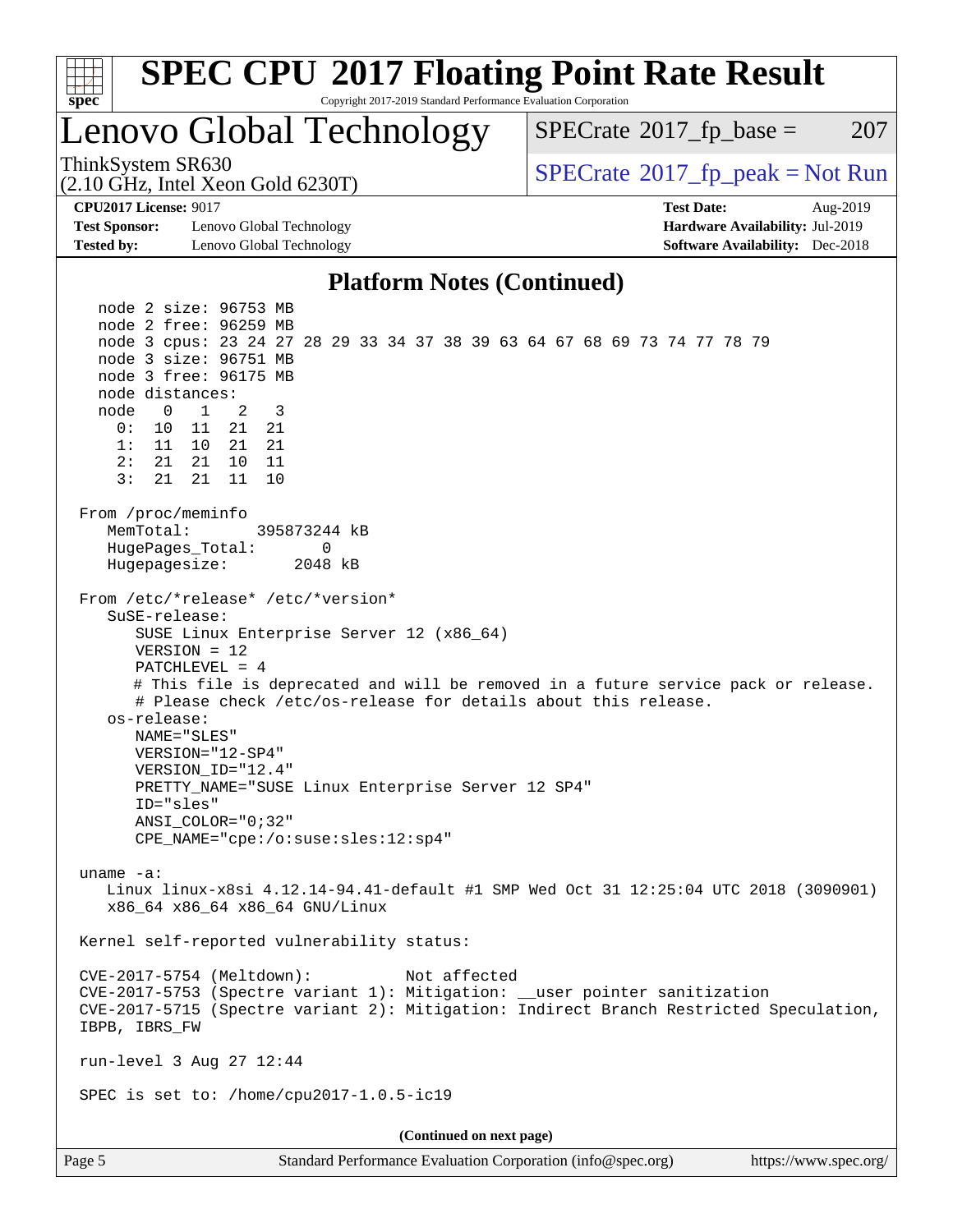# SPEC CPU 2017 Floating Point Rate Result

Copyright 2017-2019 Standard Performance Evaluation Corporation

## Lenovo Global Technology

ThinkSystem SR630
(2.10 GHz, Intel Xeon Gold 6230T)

SPECrate 2017_fp_base = 207

SPECrate 2017_fp_peak = Not Run

**CPU2017 License:** 9017
**Test Sponsor:** Lenovo Global Technology
**Tested by:** Lenovo Global Technology

**Test Date:** Aug-2019
**Hardware Availability:** Jul-2019
**Software Availability:** Dec-2018

### Platform Notes (Continued)

```
    node 2 size: 96753 MB
    node 2 free: 96259 MB
    node 3 cpus: 23 24 27 28 29 33 34 37 38 39 63 64 67 68 69 73 74 77 78 79
    node 3 size: 96751 MB
    node 3 free: 96175 MB
    node distances:
    node   0   1   2   3
      0:  10  11  21  21
      1:  11  10  21  21
      2:  21  21  10  11
      3:  21  21  11  10

 From /proc/meminfo
    MemTotal:       395873244 kB
    HugePages_Total:       0
    Hugepagesize:       2048 kB

 From /etc/*release* /etc/*version*
    SuSE-release:
       SUSE Linux Enterprise Server 12 (x86_64)
       VERSION = 12
       PATCHLEVEL = 4
       # This file is deprecated and will be removed in a future service pack or release.
       # Please check /etc/os-release for details about this release.
    os-release:
       NAME="SLES"
       VERSION="12-SP4"
       VERSION_ID="12.4"
       PRETTY_NAME="SUSE Linux Enterprise Server 12 SP4"
       ID="sles"
       ANSI_COLOR="0;32"
       CPE_NAME="cpe:/o:suse:sles:12:sp4"

 uname -a:
    Linux linux-x8si 4.12.14-94.41-default #1 SMP Wed Oct 31 12:25:04 UTC 2018 (3090901)
    x86_64 x86_64 x86_64 GNU/Linux

 Kernel self-reported vulnerability status:

 CVE-2017-5754 (Meltdown):          Not affected
 CVE-2017-5753 (Spectre variant 1): Mitigation: __user pointer sanitization
 CVE-2017-5715 (Spectre variant 2): Mitigation: Indirect Branch Restricted Speculation,
 IBPB, IBRS_FW

 run-level 3 Aug 27 12:44

 SPEC is set to: /home/cpu2017-1.0.5-ic19
```

(Continued on next page)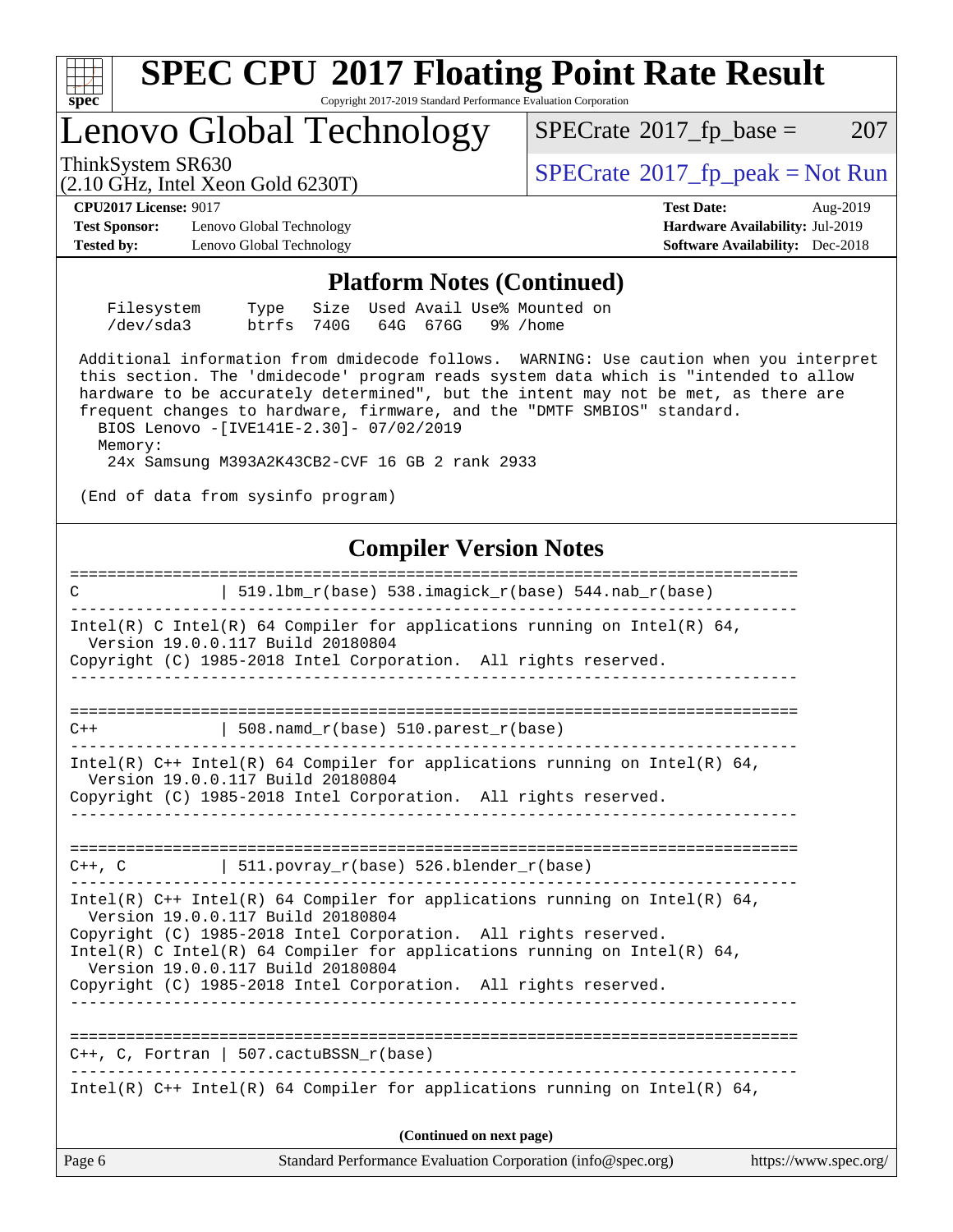## Platform Notes (Continued)

```
 Filesystem     Type   Size  Used Avail Use% Mounted on
 /dev/sda3      btrfs  740G   64G  676G   9% /home

Additional information from dmidecode follows.  WARNING: Use caution when you interpret
this section. The 'dmidecode' program reads system data which is "intended to allow
hardware to be accurately determined", but the intent may not be met, as there are
frequent changes to hardware, firmware, and the "DMTF SMBIOS" standard.
  BIOS Lenovo -[IVE141E-2.30]- 07/02/2019
  Memory:
   24x Samsung M393A2K43CB2-CVF 16 GB 2 rank 2933

(End of data from sysinfo program)
```

## Compiler Version Notes

```
==============================================================================
C               | 519.lbm_r(base) 538.imagick_r(base) 544.nab_r(base)
------------------------------------------------------------------------------
Intel(R) C Intel(R) 64 Compiler for applications running on Intel(R) 64,
  Version 19.0.0.117 Build 20180804
Copyright (C) 1985-2018 Intel Corporation.  All rights reserved.
------------------------------------------------------------------------------

==============================================================================
C++             | 508.namd_r(base) 510.parest_r(base)
------------------------------------------------------------------------------
Intel(R) C++ Intel(R) 64 Compiler for applications running on Intel(R) 64,
  Version 19.0.0.117 Build 20180804
Copyright (C) 1985-2018 Intel Corporation.  All rights reserved.
------------------------------------------------------------------------------

==============================================================================
C++, C          | 511.povray_r(base) 526.blender_r(base)
------------------------------------------------------------------------------
Intel(R) C++ Intel(R) 64 Compiler for applications running on Intel(R) 64,
  Version 19.0.0.117 Build 20180804
Copyright (C) 1985-2018 Intel Corporation.  All rights reserved.
Intel(R) C Intel(R) 64 Compiler for applications running on Intel(R) 64,
  Version 19.0.0.117 Build 20180804
Copyright (C) 1985-2018 Intel Corporation.  All rights reserved.
------------------------------------------------------------------------------

==============================================================================
C++, C, Fortran | 507.cactuBSSN_r(base)
------------------------------------------------------------------------------
Intel(R) C++ Intel(R) 64 Compiler for applications running on Intel(R) 64,
```

**(Continued on next page)**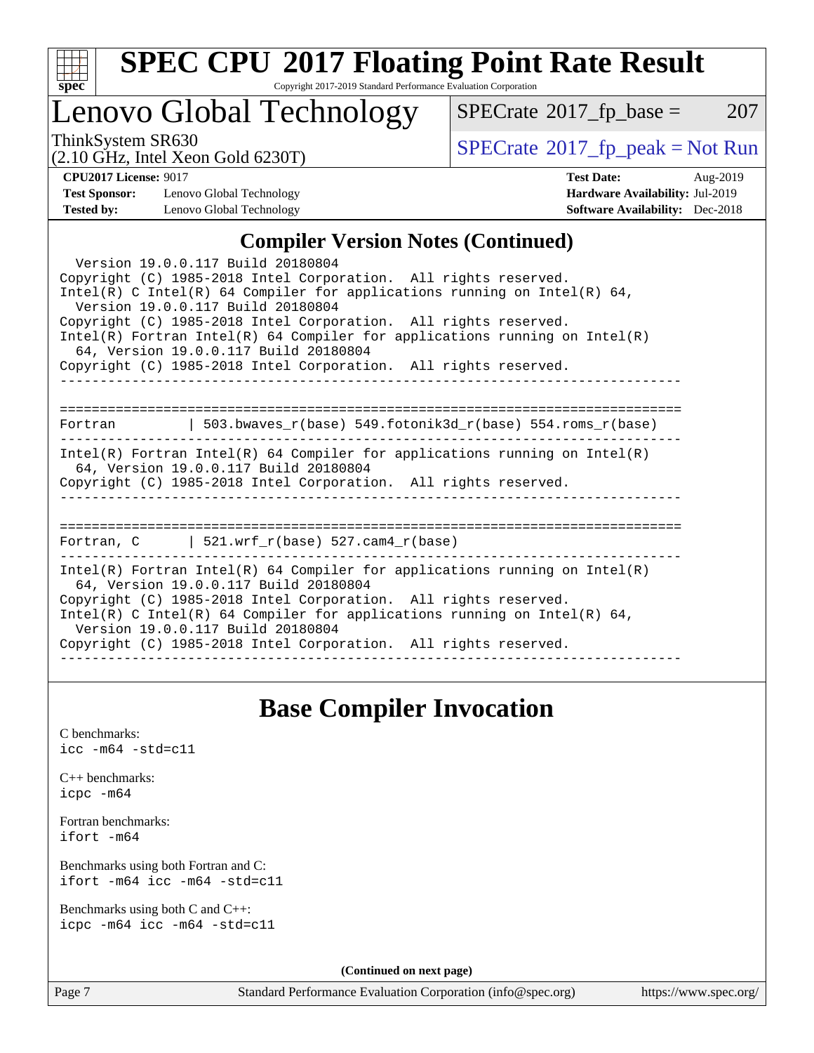## Compiler Version Notes (Continued)

```
  Version 19.0.0.117 Build 20180804
Copyright (C) 1985-2018 Intel Corporation.  All rights reserved.
Intel(R) C Intel(R) 64 Compiler for applications running on Intel(R) 64,
  Version 19.0.0.117 Build 20180804
Copyright (C) 1985-2018 Intel Corporation.  All rights reserved.
Intel(R) Fortran Intel(R) 64 Compiler for applications running on Intel(R)
  64, Version 19.0.0.117 Build 20180804
Copyright (C) 1985-2018 Intel Corporation.  All rights reserved.
------------------------------------------------------------------------------

==============================================================================
Fortran         | 503.bwaves_r(base) 549.fotonik3d_r(base) 554.roms_r(base)
------------------------------------------------------------------------------
Intel(R) Fortran Intel(R) 64 Compiler for applications running on Intel(R)
  64, Version 19.0.0.117 Build 20180804
Copyright (C) 1985-2018 Intel Corporation.  All rights reserved.
------------------------------------------------------------------------------

==============================================================================
Fortran, C      | 521.wrf_r(base) 527.cam4_r(base)
------------------------------------------------------------------------------
Intel(R) Fortran Intel(R) 64 Compiler for applications running on Intel(R)
  64, Version 19.0.0.117 Build 20180804
Copyright (C) 1985-2018 Intel Corporation.  All rights reserved.
Intel(R) C Intel(R) 64 Compiler for applications running on Intel(R) 64,
  Version 19.0.0.117 Build 20180804
Copyright (C) 1985-2018 Intel Corporation.  All rights reserved.
------------------------------------------------------------------------------
```

## Base Compiler Invocation

C benchmarks:
`icc -m64 -std=c11`

C++ benchmarks:
`icpc -m64`

Fortran benchmarks:
`ifort -m64`

Benchmarks using both Fortran and C:
`ifort -m64 icc -m64 -std=c11`

Benchmarks using both C and C++:
`icpc -m64 icc -m64 -std=c11`

**(Continued on next page)**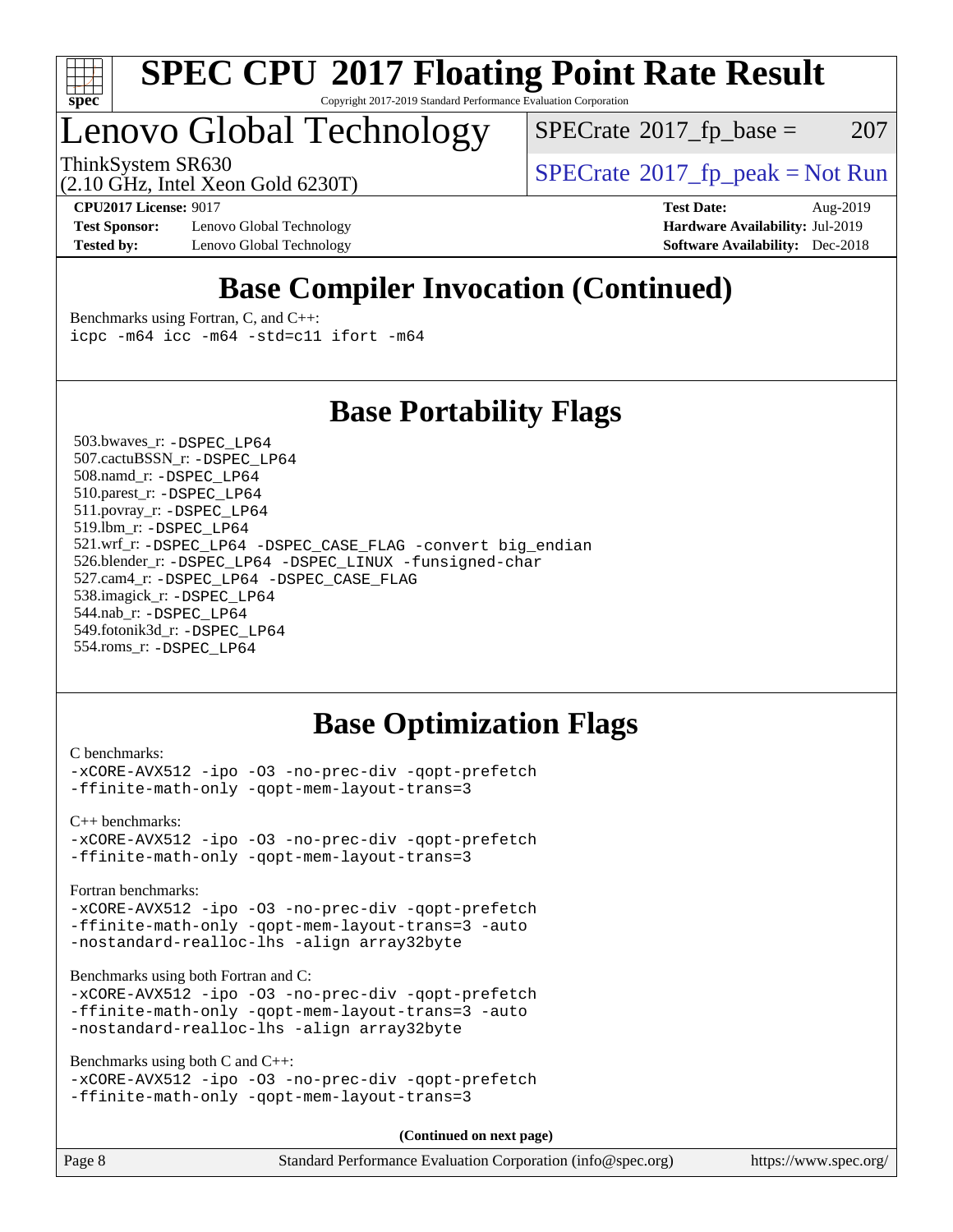# SPEC CPU 2017 Floating Point Rate Result

Copyright 2017-2019 Standard Performance Evaluation Corporation

## Lenovo Global Technology

ThinkSystem SR630
(2.10 GHz, Intel Xeon Gold 6230T)

SPECrate 2017_fp_base = 207

SPECrate 2017_fp_peak = Not Run

**CPU2017 License:** 9017
**Test Sponsor:** Lenovo Global Technology
**Tested by:** Lenovo Global Technology

**Test Date:** Aug-2019
**Hardware Availability:** Jul-2019
**Software Availability:** Dec-2018

## Base Compiler Invocation (Continued)

Benchmarks using Fortran, C, and C++:

```
icpc -m64 icc -m64 -std=c11 ifort -m64
```

## Base Portability Flags

503.bwaves_r: -DSPEC_LP64
507.cactuBSSN_r: -DSPEC_LP64
508.namd_r: -DSPEC_LP64
510.parest_r: -DSPEC_LP64
511.povray_r: -DSPEC_LP64
519.lbm_r: -DSPEC_LP64
521.wrf_r: -DSPEC_LP64 -DSPEC_CASE_FLAG -convert big_endian
526.blender_r: -DSPEC_LP64 -DSPEC_LINUX -funsigned-char
527.cam4_r: -DSPEC_LP64 -DSPEC_CASE_FLAG
538.imagick_r: -DSPEC_LP64
544.nab_r: -DSPEC_LP64
549.fotonik3d_r: -DSPEC_LP64
554.roms_r: -DSPEC_LP64

## Base Optimization Flags

C benchmarks:

```
-xCORE-AVX512 -ipo -O3 -no-prec-div -qopt-prefetch
-ffinite-math-only -qopt-mem-layout-trans=3
```

C++ benchmarks:

```
-xCORE-AVX512 -ipo -O3 -no-prec-div -qopt-prefetch
-ffinite-math-only -qopt-mem-layout-trans=3
```

Fortran benchmarks:

```
-xCORE-AVX512 -ipo -O3 -no-prec-div -qopt-prefetch
-ffinite-math-only -qopt-mem-layout-trans=3 -auto
-nostandard-realloc-lhs -align array32byte
```

Benchmarks using both Fortran and C:

```
-xCORE-AVX512 -ipo -O3 -no-prec-div -qopt-prefetch
-ffinite-math-only -qopt-mem-layout-trans=3 -auto
-nostandard-realloc-lhs -align array32byte
```

Benchmarks using both C and C++:

```
-xCORE-AVX512 -ipo -O3 -no-prec-div -qopt-prefetch
-ffinite-math-only -qopt-mem-layout-trans=3
```

**(Continued on next page)**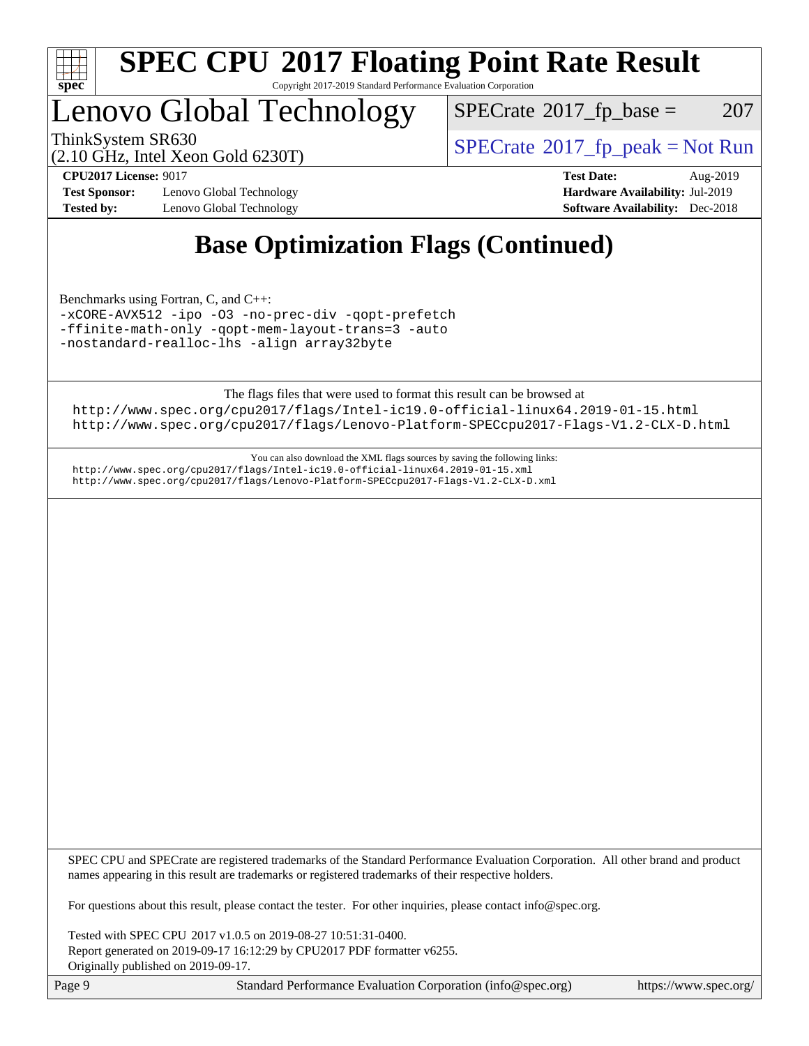## Base Optimization Flags (Continued)

Benchmarks using Fortran, C, and C++:

```
-xCORE-AVX512 -ipo -O3 -no-prec-div -qopt-prefetch
-ffinite-math-only -qopt-mem-layout-trans=3 -auto
-nostandard-realloc-lhs -align array32byte
```

The flags files that were used to format this result can be browsed at

http://www.spec.org/cpu2017/flags/Intel-ic19.0-official-linux64.2019-01-15.html
http://www.spec.org/cpu2017/flags/Lenovo-Platform-SPECcpu2017-Flags-V1.2-CLX-D.html

You can also download the XML flags sources by saving the following links:

http://www.spec.org/cpu2017/flags/Intel-ic19.0-official-linux64.2019-01-15.xml
http://www.spec.org/cpu2017/flags/Lenovo-Platform-SPECcpu2017-Flags-V1.2-CLX-D.xml

SPEC CPU and SPECrate are registered trademarks of the Standard Performance Evaluation Corporation. All other brand and product names appearing in this result are trademarks or registered trademarks of their respective holders.

For questions about this result, please contact the tester. For other inquiries, please contact info@spec.org.

Tested with SPEC CPU 2017 v1.0.5 on 2019-08-27 10:51:31-0400.
Report generated on 2019-09-17 16:12:29 by CPU2017 PDF formatter v6255.
Originally published on 2019-09-17.